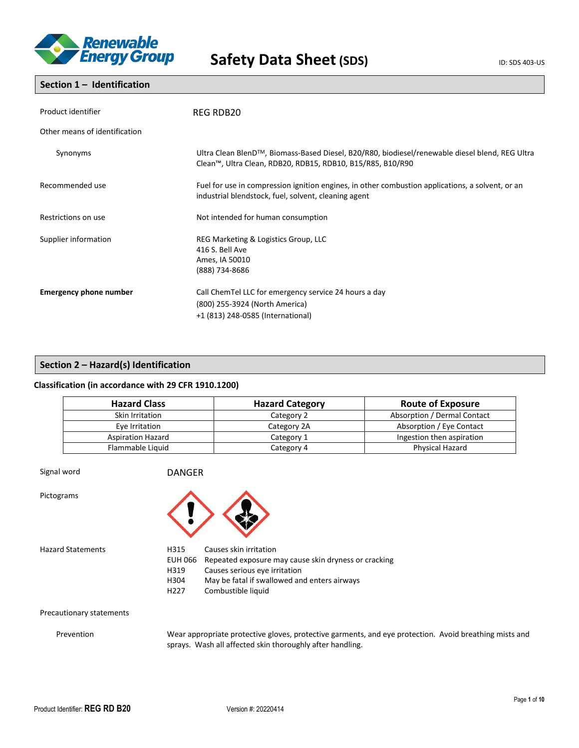# Safety Data Sheet (SDS)

ID: SDS 403-US

## Section 1 – Identification

**Product identifier:** REG RDB20

**Other means of identification**

**Synonyms:** Ultra Clean BlenDTM, Biomass-Based Diesel, B20/R80, biodiesel/renewable diesel blend, REG Ultra Clean™, Ultra Clean, RDB20, RDB15, RDB10, B15/R85, B10/R90

**Recommended use:** Fuel for use in compression ignition engines, in other combustion applications, a solvent, or an industrial blendstock, fuel, solvent, cleaning agent

**Restrictions on use:** Not intended for human consumption

**Supplier information:**
REG Marketing & Logistics Group, LLC
416 S. Bell Ave
Ames, IA 50010
(888) 734-8686

**Emergency phone number:**
Call ChemTel LLC for emergency service 24 hours a day
(800) 255-3924 (North America)
+1 (813) 248-0585 (International)

## Section 2 – Hazard(s) Identification

### Classification (in accordance with 29 CFR 1910.1200)

| Hazard Class | Hazard Category | Route of Exposure |
|---|---|---|
| Skin Irritation | Category 2 | Absorption / Dermal Contact |
| Eye Irritation | Category 2A | Absorption / Eye Contact |
| Aspiration Hazard | Category 1 | Ingestion then aspiration |
| Flammable Liquid | Category 4 | Physical Hazard |

**Signal word:** DANGER

**Pictograms**

**Hazard Statements**

- H315 Causes skin irritation
- EUH 066 Repeated exposure may cause skin dryness or cracking
- H319 Causes serious eye irritation
- H304 May be fatal if swallowed and enters airways
- H227 Combustible liquid

**Precautionary statements**

**Prevention:** Wear appropriate protective gloves, protective garments, and eye protection. Avoid breathing mists and sprays. Wash all affected skin thoroughly after handling.

Product Identifier: **REG RD B20** Version #: 20220414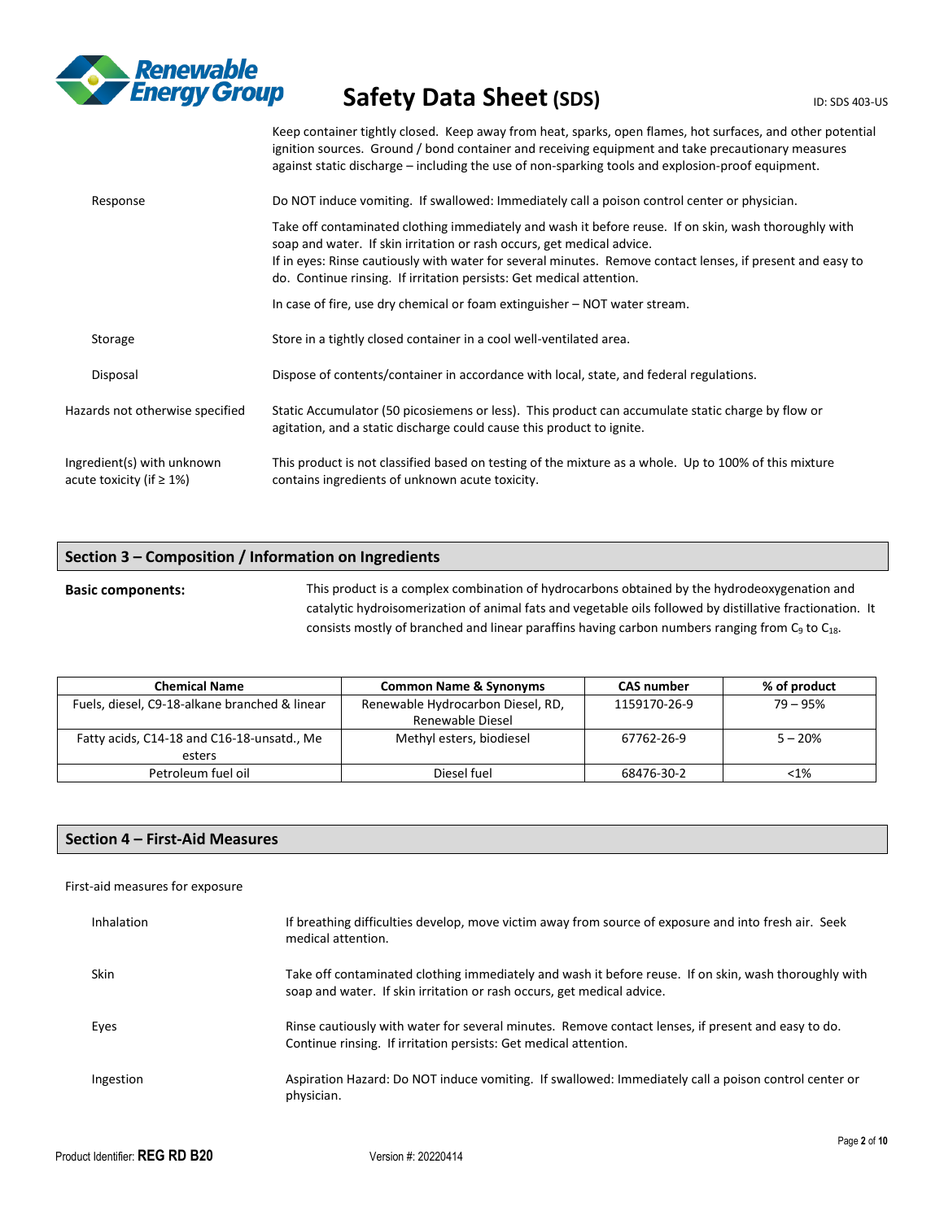Keep container tightly closed. Keep away from heat, sparks, open flames, hot surfaces, and other potential ignition sources. Ground / bond container and receiving equipment and take precautionary measures against static discharge – including the use of non-sparking tools and explosion-proof equipment.

Response

Do NOT induce vomiting. If swallowed: Immediately call a poison control center or physician.

Take off contaminated clothing immediately and wash it before reuse. If on skin, wash thoroughly with soap and water. If skin irritation or rash occurs, get medical advice.
If in eyes: Rinse cautiously with water for several minutes. Remove contact lenses, if present and easy to do. Continue rinsing. If irritation persists: Get medical attention.

In case of fire, use dry chemical or foam extinguisher – NOT water stream.

Storage

Store in a tightly closed container in a cool well-ventilated area.

Disposal

Dispose of contents/container in accordance with local, state, and federal regulations.

Hazards not otherwise specified

Static Accumulator (50 picosiemens or less). This product can accumulate static charge by flow or agitation, and a static discharge could cause this product to ignite.

Ingredient(s) with unknown acute toxicity (if ≥ 1%)

This product is not classified based on testing of the mixture as a whole. Up to 100% of this mixture contains ingredients of unknown acute toxicity.

## Section 3 – Composition / Information on Ingredients

**Basic components:**

This product is a complex combination of hydrocarbons obtained by the hydrodeoxygenation and catalytic hydroisomerization of animal fats and vegetable oils followed by distillative fractionation. It consists mostly of branched and linear paraffins having carbon numbers ranging from $C_9$ to $C_{18}$.

| Chemical Name | Common Name & Synonyms | CAS number | % of product |
|---|---|---|---|
| Fuels, diesel, C9-18-alkane branched & linear | Renewable Hydrocarbon Diesel, RD, Renewable Diesel | 1159170-26-9 | 79 – 95% |
| Fatty acids, C14-18 and C16-18-unsatd., Me esters | Methyl esters, biodiesel | 67762-26-9 | 5 – 20% |
| Petroleum fuel oil | Diesel fuel | 68476-30-2 | <1% |

## Section 4 – First-Aid Measures

First-aid measures for exposure

Inhalation

If breathing difficulties develop, move victim away from source of exposure and into fresh air. Seek medical attention.

Skin

Take off contaminated clothing immediately and wash it before reuse. If on skin, wash thoroughly with soap and water. If skin irritation or rash occurs, get medical advice.

Eyes

Rinse cautiously with water for several minutes. Remove contact lenses, if present and easy to do. Continue rinsing. If irritation persists: Get medical attention.

Ingestion

Aspiration Hazard: Do NOT induce vomiting. If swallowed: Immediately call a poison control center or physician.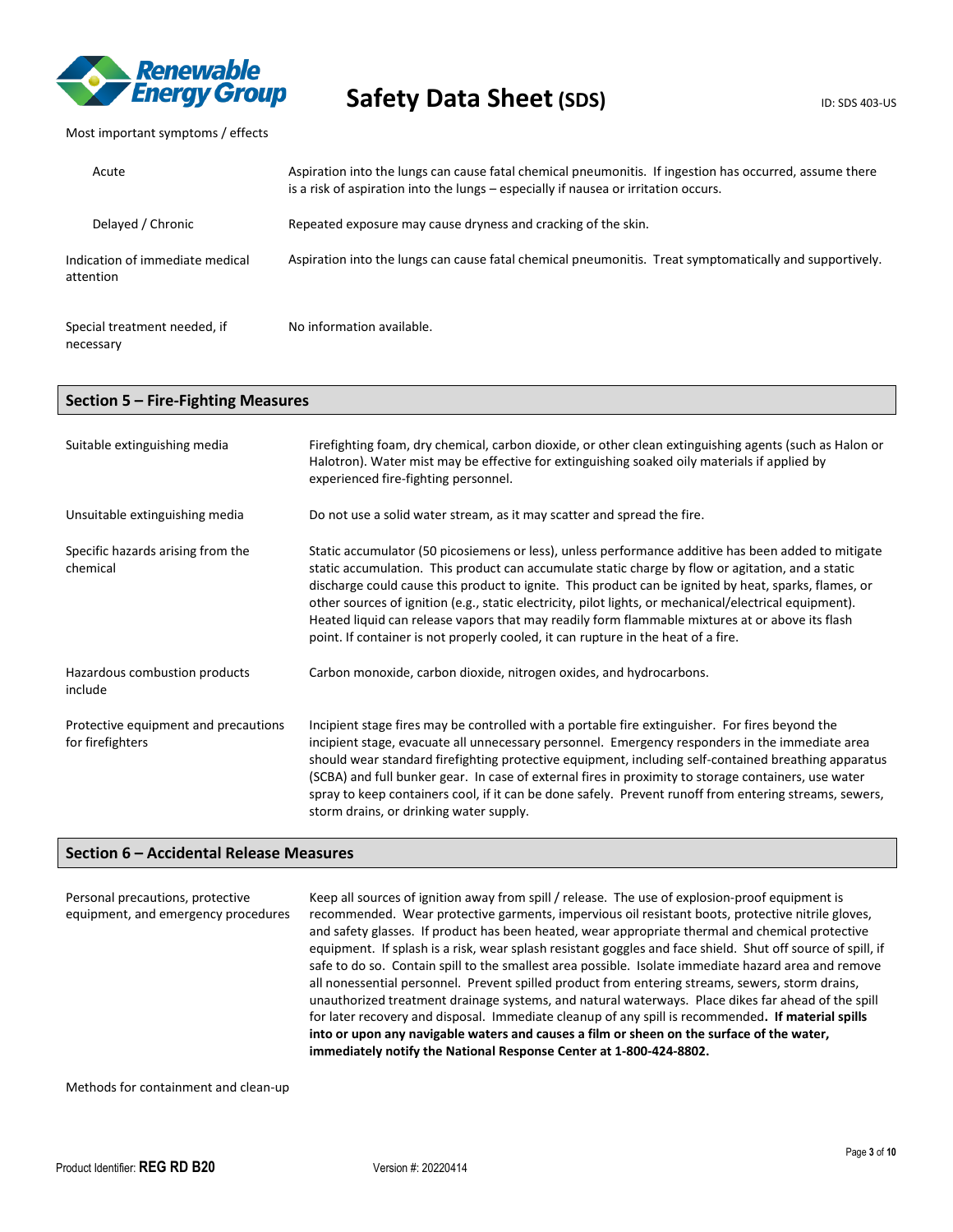Most important symptoms / effects

| | |
|---|---|
| Acute | Aspiration into the lungs can cause fatal chemical pneumonitis. If ingestion has occurred, assume there is a risk of aspiration into the lungs – especially if nausea or irritation occurs. |
| Delayed / Chronic | Repeated exposure may cause dryness and cracking of the skin. |
| Indication of immediate medical attention | Aspiration into the lungs can cause fatal chemical pneumonitis. Treat symptomatically and supportively. |
| Special treatment needed, if necessary | No information available. |

## Section 5 – Fire-Fighting Measures

| | |
|---|---|
| Suitable extinguishing media | Firefighting foam, dry chemical, carbon dioxide, or other clean extinguishing agents (such as Halon or Halotron). Water mist may be effective for extinguishing soaked oily materials if applied by experienced fire-fighting personnel. |
| Unsuitable extinguishing media | Do not use a solid water stream, as it may scatter and spread the fire. |
| Specific hazards arising from the chemical | Static accumulator (50 picosiemens or less), unless performance additive has been added to mitigate static accumulation. This product can accumulate static charge by flow or agitation, and a static discharge could cause this product to ignite. This product can be ignited by heat, sparks, flames, or other sources of ignition (e.g., static electricity, pilot lights, or mechanical/electrical equipment). Heated liquid can release vapors that may readily form flammable mixtures at or above its flash point. If container is not properly cooled, it can rupture in the heat of a fire. |
| Hazardous combustion products include | Carbon monoxide, carbon dioxide, nitrogen oxides, and hydrocarbons. |
| Protective equipment and precautions for firefighters | Incipient stage fires may be controlled with a portable fire extinguisher. For fires beyond the incipient stage, evacuate all unnecessary personnel. Emergency responders in the immediate area should wear standard firefighting protective equipment, including self-contained breathing apparatus (SCBA) and full bunker gear. In case of external fires in proximity to storage containers, use water spray to keep containers cool, if it can be done safely. Prevent runoff from entering streams, sewers, storm drains, or drinking water supply. |

## Section 6 – Accidental Release Measures

| | |
|---|---|
| Personal precautions, protective equipment, and emergency procedures | Keep all sources of ignition away from spill / release. The use of explosion-proof equipment is recommended. Wear protective garments, impervious oil resistant boots, protective nitrile gloves, and safety glasses. If product has been heated, wear appropriate thermal and chemical protective equipment. If splash is a risk, wear splash resistant goggles and face shield. Shut off source of spill, if safe to do so. Contain spill to the smallest area possible. Isolate immediate hazard area and remove all nonessential personnel. Prevent spilled product from entering streams, sewers, storm drains, unauthorized treatment drainage systems, and natural waterways. Place dikes far ahead of the spill for later recovery and disposal. Immediate cleanup of any spill is recommended. **If material spills into or upon any navigable waters and causes a film or sheen on the surface of the water, immediately notify the National Response Center at 1-800-424-8802.** |

Methods for containment and clean-up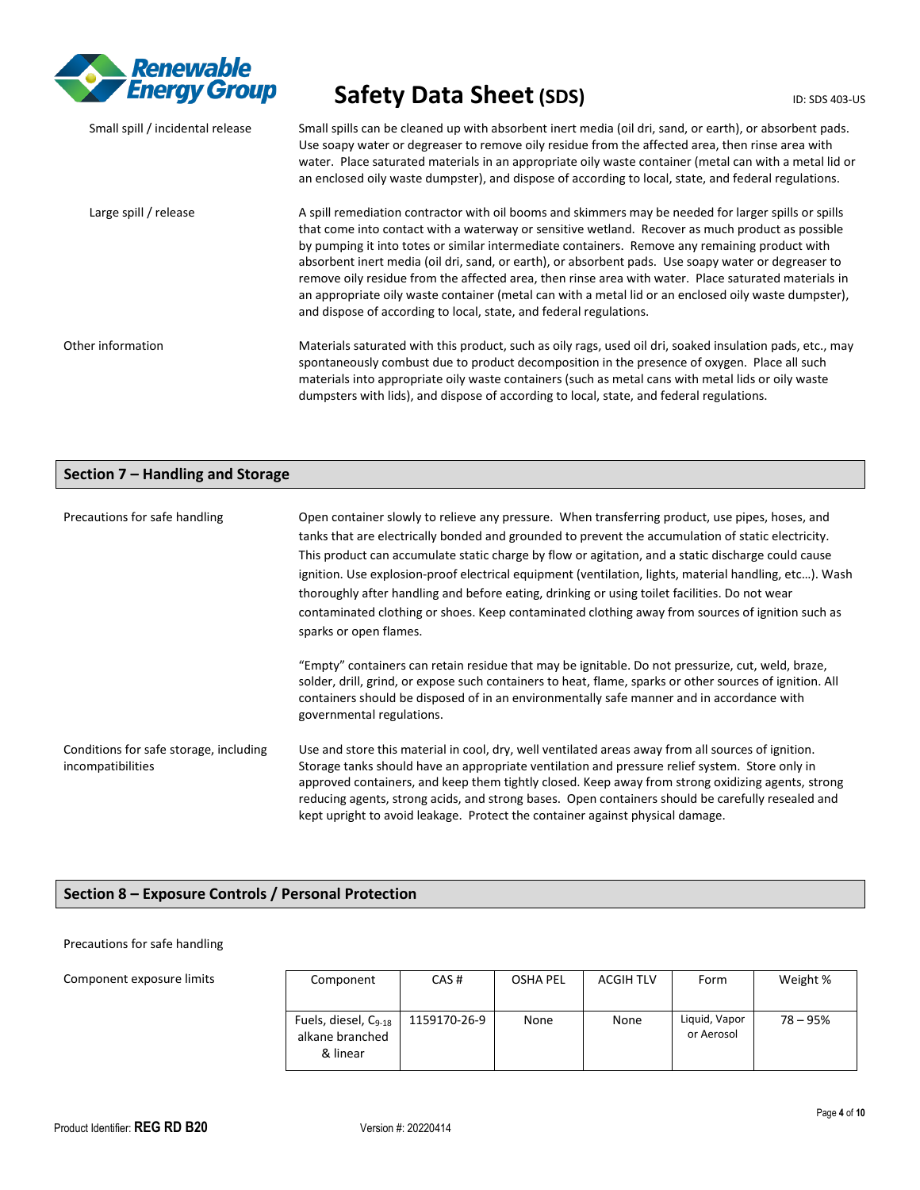Small spill / incidental release

Small spills can be cleaned up with absorbent inert media (oil dri, sand, or earth), or absorbent pads. Use soapy water or degreaser to remove oily residue from the affected area, then rinse area with water. Place saturated materials in an appropriate oily waste container (metal can with a metal lid or an enclosed oily waste dumpster), and dispose of according to local, state, and federal regulations.

Large spill / release

A spill remediation contractor with oil booms and skimmers may be needed for larger spills or spills that come into contact with a waterway or sensitive wetland. Recover as much product as possible by pumping it into totes or similar intermediate containers. Remove any remaining product with absorbent inert media (oil dri, sand, or earth), or absorbent pads. Use soapy water or degreaser to remove oily residue from the affected area, then rinse area with water. Place saturated materials in an appropriate oily waste container (metal can with a metal lid or an enclosed oily waste dumpster), and dispose of according to local, state, and federal regulations.

Other information

Materials saturated with this product, such as oily rags, used oil dri, soaked insulation pads, etc., may spontaneously combust due to product decomposition in the presence of oxygen. Place all such materials into appropriate oily waste containers (such as metal cans with metal lids or oily waste dumpsters with lids), and dispose of according to local, state, and federal regulations.

## Section 7 – Handling and Storage

Precautions for safe handling

Open container slowly to relieve any pressure. When transferring product, use pipes, hoses, and tanks that are electrically bonded and grounded to prevent the accumulation of static electricity. This product can accumulate static charge by flow or agitation, and a static discharge could cause ignition. Use explosion-proof electrical equipment (ventilation, lights, material handling, etc…). Wash thoroughly after handling and before eating, drinking or using toilet facilities. Do not wear contaminated clothing or shoes. Keep contaminated clothing away from sources of ignition such as sparks or open flames.

"Empty" containers can retain residue that may be ignitable. Do not pressurize, cut, weld, braze, solder, drill, grind, or expose such containers to heat, flame, sparks or other sources of ignition. All containers should be disposed of in an environmentally safe manner and in accordance with governmental regulations.

Conditions for safe storage, including incompatibilities

Use and store this material in cool, dry, well ventilated areas away from all sources of ignition. Storage tanks should have an appropriate ventilation and pressure relief system. Store only in approved containers, and keep them tightly closed. Keep away from strong oxidizing agents, strong reducing agents, strong acids, and strong bases. Open containers should be carefully resealed and kept upright to avoid leakage. Protect the container against physical damage.

## Section 8 – Exposure Controls / Personal Protection

Precautions for safe handling

Component exposure limits

| Component | CAS # | OSHA PEL | ACGIH TLV | Form | Weight % |
|---|---|---|---|---|---|
| Fuels, diesel, $C_{9-18}$ alkane branched & linear | 1159170-26-9 | None | None | Liquid, Vapor or Aerosol | 78 – 95% |

Product Identifier: **REG RD B20** Version #: 20220414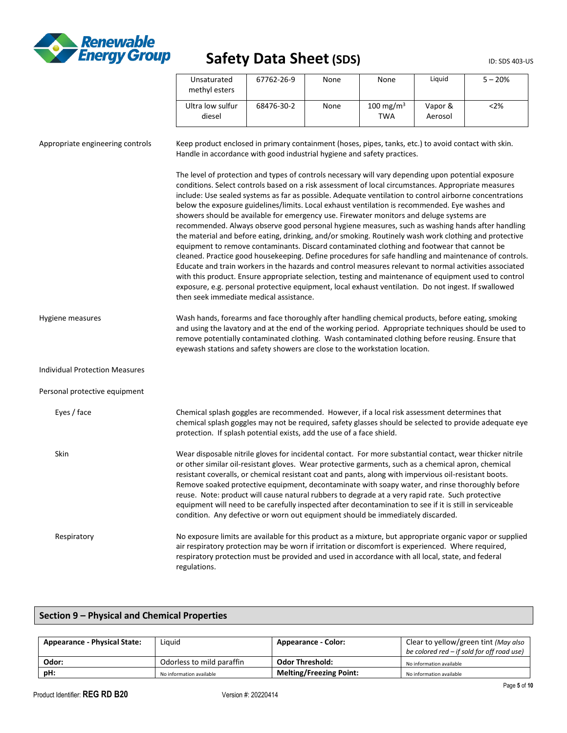| Unsaturated methyl esters | 67762-26-9 | None | None | Liquid | 5 – 20% |
|---|---|---|---|---|---|
| Ultra low sulfur diesel | 68476-30-2 | None | 100 $mg/m^3$ TWA | Vapor & Aerosol | <2% |

**Appropriate engineering controls**

Keep product enclosed in primary containment (hoses, pipes, tanks, etc.) to avoid contact with skin. Handle in accordance with good industrial hygiene and safety practices.

The level of protection and types of controls necessary will vary depending upon potential exposure conditions. Select controls based on a risk assessment of local circumstances. Appropriate measures include: Use sealed systems as far as possible. Adequate ventilation to control airborne concentrations below the exposure guidelines/limits. Local exhaust ventilation is recommended. Eye washes and showers should be available for emergency use. Firewater monitors and deluge systems are recommended. Always observe good personal hygiene measures, such as washing hands after handling the material and before eating, drinking, and/or smoking. Routinely wash work clothing and protective equipment to remove contaminants. Discard contaminated clothing and footwear that cannot be cleaned. Practice good housekeeping. Define procedures for safe handling and maintenance of controls. Educate and train workers in the hazards and control measures relevant to normal activities associated with this product. Ensure appropriate selection, testing and maintenance of equipment used to control exposure, e.g. personal protective equipment, local exhaust ventilation. Do not ingest. If swallowed then seek immediate medical assistance.

**Hygiene measures**

Wash hands, forearms and face thoroughly after handling chemical products, before eating, smoking and using the lavatory and at the end of the working period. Appropriate techniques should be used to remove potentially contaminated clothing. Wash contaminated clothing before reusing. Ensure that eyewash stations and safety showers are close to the workstation location.

**Individual Protection Measures**

**Personal protective equipment**

**Eyes / face**

Chemical splash goggles are recommended. However, if a local risk assessment determines that chemical splash goggles may not be required, safety glasses should be selected to provide adequate eye protection. If splash potential exists, add the use of a face shield.

**Skin**

Wear disposable nitrile gloves for incidental contact. For more substantial contact, wear thicker nitrile or other similar oil-resistant gloves. Wear protective garments, such as a chemical apron, chemical resistant coveralls, or chemical resistant coat and pants, along with impervious oil-resistant boots. Remove soaked protective equipment, decontaminate with soapy water, and rinse thoroughly before reuse. Note: product will cause natural rubbers to degrade at a very rapid rate. Such protective equipment will need to be carefully inspected after decontamination to see if it is still in serviceable condition. Any defective or worn out equipment should be immediately discarded.

**Respiratory**

No exposure limits are available for this product as a mixture, but appropriate organic vapor or supplied air respiratory protection may be worn if irritation or discomfort is experienced. Where required, respiratory protection must be provided and used in accordance with all local, state, and federal regulations.

## Section 9 – Physical and Chemical Properties

| **Appearance - Physical State:** | Liquid | **Appearance - Color:** | Clear to yellow/green tint *(May also be colored red – if sold for off road use)* |
|---|---|---|---|
| **Odor:** | Odorless to mild paraffin | **Odor Threshold:** | No information available |
| **pH:** | No information available | **Melting/Freezing Point:** | No information available |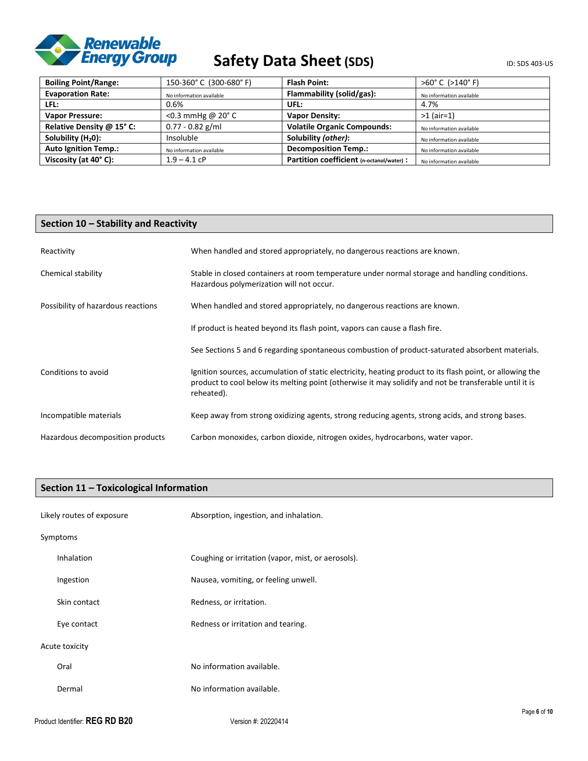| Boiling Point/Range: | 150-360° C (300-680° F) | Flash Point: | >60° C (>140° F) |
|---|---|---|---|
| Evaporation Rate: | No information available | Flammability (solid/gas): | No information available |
| LFL: | 0.6% | UFL: | 4.7% |
| Vapor Pressure: | <0.3 mmHg @ 20° C | Vapor Density: | >1 (air=1) |
| Relative Density @ 15° C: | 0.77 - 0.82 g/ml | Volatile Organic Compounds: | No information available |
| Solubility ($H_2O$): | Insoluble | Solubility *(other)*: | No information available |
| Auto Ignition Temp.: | No information available | Decomposition Temp.: | No information available |
| Viscosity (at 40° C): | 1.9 – 4.1 cP | Partition coefficient (n-octanol/water) : | No information available |

## Section 10 – Stability and Reactivity

**Reactivity**

When handled and stored appropriately, no dangerous reactions are known.

**Chemical stability**

Stable in closed containers at room temperature under normal storage and handling conditions. Hazardous polymerization will not occur.

**Possibility of hazardous reactions**

When handled and stored appropriately, no dangerous reactions are known.

If product is heated beyond its flash point, vapors can cause a flash fire.

See Sections 5 and 6 regarding spontaneous combustion of product-saturated absorbent materials.

**Conditions to avoid**

Ignition sources, accumulation of static electricity, heating product to its flash point, or allowing the product to cool below its melting point (otherwise it may solidify and not be transferable until it is reheated).

**Incompatible materials**

Keep away from strong oxidizing agents, strong reducing agents, strong acids, and strong bases.

**Hazardous decomposition products**

Carbon monoxides, carbon dioxide, nitrogen oxides, hydrocarbons, water vapor.

## Section 11 – Toxicological Information

**Likely routes of exposure**

Absorption, ingestion, and inhalation.

**Symptoms**

- **Inhalation:** Coughing or irritation (vapor, mist, or aerosols).
- **Ingestion:** Nausea, vomiting, or feeling unwell.
- **Skin contact:** Redness, or irritation.
- **Eye contact:** Redness or irritation and tearing.

**Acute toxicity**

- **Oral:** No information available.
- **Dermal:** No information available.

Product Identifier: **REG RD B20** Version #: 20220414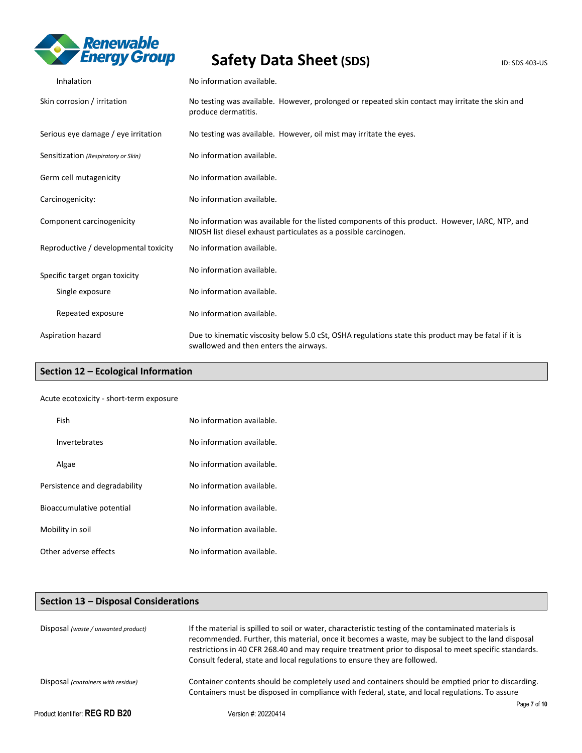| | |
|---|---|
| Inhalation | No information available. |
| Skin corrosion / irritation | No testing was available. However, prolonged or repeated skin contact may irritate the skin and produce dermatitis. |
| Serious eye damage / eye irritation | No testing was available. However, oil mist may irritate the eyes. |
| Sensitization *(Respiratory or Skin)* | No information available. |
| Germ cell mutagenicity | No information available. |
| Carcinogenicity: | No information available. |
| Component carcinogenicity | No information was available for the listed components of this product. However, IARC, NTP, and NIOSH list diesel exhaust particulates as a possible carcinogen. |
| Reproductive / developmental toxicity | No information available. |
| Specific target organ toxicity | No information available. |
| Single exposure | No information available. |
| Repeated exposure | No information available. |
| Aspiration hazard | Due to kinematic viscosity below 5.0 cSt, OSHA regulations state this product may be fatal if it is swallowed and then enters the airways. |

## Section 12 – Ecological Information

Acute ecotoxicity - short-term exposure

| | |
|---|---|
| Fish | No information available. |
| Invertebrates | No information available. |
| Algae | No information available. |
| Persistence and degradability | No information available. |
| Bioaccumulative potential | No information available. |
| Mobility in soil | No information available. |
| Other adverse effects | No information available. |

## Section 13 – Disposal Considerations

| | |
|---|---|
| Disposal *(waste / unwanted product)* | If the material is spilled to soil or water, characteristic testing of the contaminated materials is recommended. Further, this material, once it becomes a waste, may be subject to the land disposal restrictions in 40 CFR 268.40 and may require treatment prior to disposal to meet specific standards. Consult federal, state and local regulations to ensure they are followed. |
| Disposal *(containers with residue)* | Container contents should be completely used and containers should be emptied prior to discarding. Containers must be disposed in compliance with federal, state, and local regulations. To assure |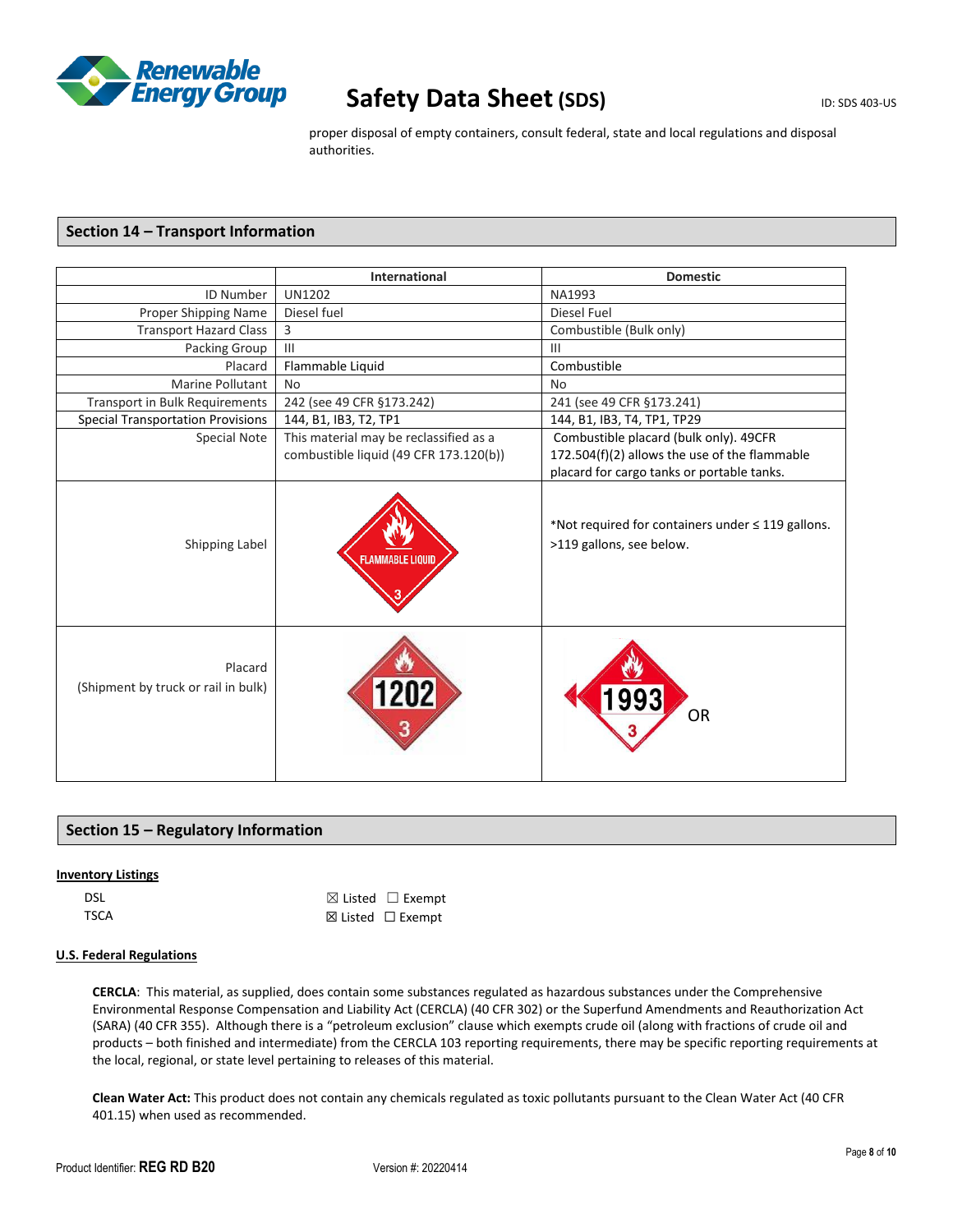proper disposal of empty containers, consult federal, state and local regulations and disposal authorities.

## Section 14 – Transport Information

| | International | Domestic |
|---|---|---|
| ID Number | UN1202 | NA1993 |
| Proper Shipping Name | Diesel fuel | Diesel Fuel |
| Transport Hazard Class | 3 | Combustible (Bulk only) |
| Packing Group | III | III |
| Placard | Flammable Liquid | Combustible |
| Marine Pollutant | No | No |
| Transport in Bulk Requirements | 242 (see 49 CFR §173.242) | 241 (see 49 CFR §173.241) |
| Special Transportation Provisions | 144, B1, IB3, T2, TP1 | 144, B1, IB3, T4, TP1, TP29 |
| Special Note | This material may be reclassified as a combustible liquid (49 CFR 173.120(b)) | Combustible placard (bulk only). 49CFR 172.504(f)(2) allows the use of the flammable placard for cargo tanks or portable tanks. |
| Shipping Label | FLAMMABLE LIQUID 3 | *Not required for containers under ≤ 119 gallons. >119 gallons, see below. |
| Placard (Shipment by truck or rail in bulk) | 1202 3 | 1993 3 OR |

## Section 15 – Regulatory Information

**Inventory Listings**

| | |
|---|---|
| DSL | ☒ Listed ☐ Exempt |
| TSCA | ☒ Listed ☐ Exempt |

**U.S. Federal Regulations**

**CERCLA**: This material, as supplied, does contain some substances regulated as hazardous substances under the Comprehensive Environmental Response Compensation and Liability Act (CERCLA) (40 CFR 302) or the Superfund Amendments and Reauthorization Act (SARA) (40 CFR 355). Although there is a "petroleum exclusion" clause which exempts crude oil (along with fractions of crude oil and products – both finished and intermediate) from the CERCLA 103 reporting requirements, there may be specific reporting requirements at the local, regional, or state level pertaining to releases of this material.

**Clean Water Act:** This product does not contain any chemicals regulated as toxic pollutants pursuant to the Clean Water Act (40 CFR 401.15) when used as recommended.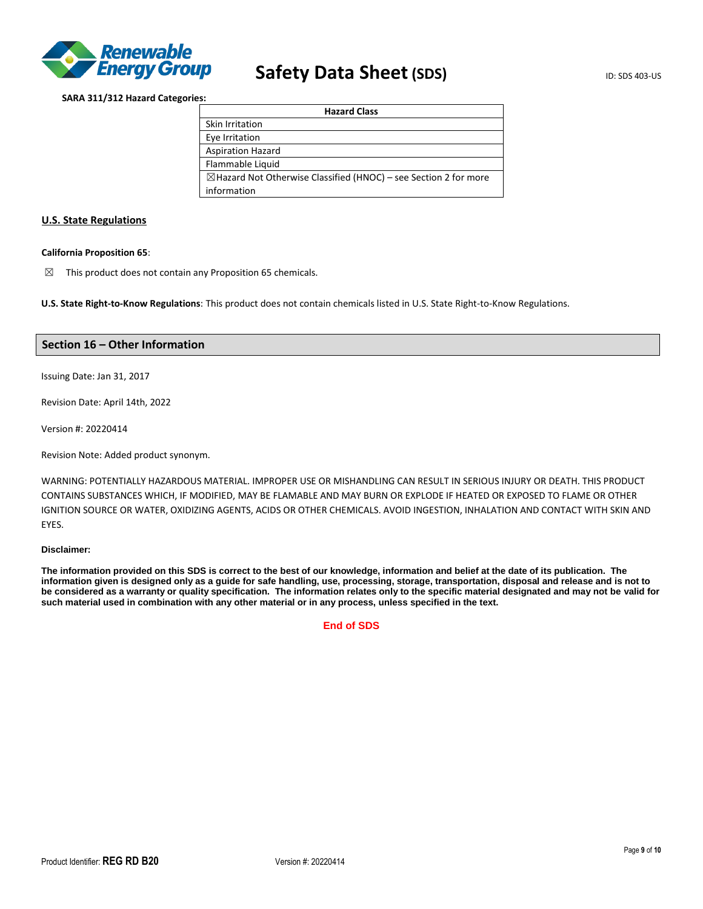**SARA 311/312 Hazard Categories:**

| Hazard Class |
|---|
| Skin Irritation |
| Eye Irritation |
| Aspiration Hazard |
| Flammable Liquid |
| ☒Hazard Not Otherwise Classified (HNOC) – see Section 2 for more information |

## U.S. State Regulations

**California Proposition 65**:

☒ This product does not contain any Proposition 65 chemicals.

**U.S. State Right-to-Know Regulations**: This product does not contain chemicals listed in U.S. State Right-to-Know Regulations.

## Section 16 – Other Information

Issuing Date: Jan 31, 2017

Revision Date: April 14th, 2022

Version #: 20220414

Revision Note: Added product synonym.

WARNING: POTENTIALLY HAZARDOUS MATERIAL. IMPROPER USE OR MISHANDLING CAN RESULT IN SERIOUS INJURY OR DEATH. THIS PRODUCT CONTAINS SUBSTANCES WHICH, IF MODIFIED, MAY BE FLAMABLE AND MAY BURN OR EXPLODE IF HEATED OR EXPOSED TO FLAME OR OTHER IGNITION SOURCE OR WATER, OXIDIZING AGENTS, ACIDS OR OTHER CHEMICALS. AVOID INGESTION, INHALATION AND CONTACT WITH SKIN AND EYES.

**Disclaimer:**

**The information provided on this SDS is correct to the best of our knowledge, information and belief at the date of its publication. The information given is designed only as a guide for safe handling, use, processing, storage, transportation, disposal and release and is not to be considered as a warranty or quality specification. The information relates only to the specific material designated and may not be valid for such material used in combination with any other material or in any process, unless specified in the text.**

**End of SDS**